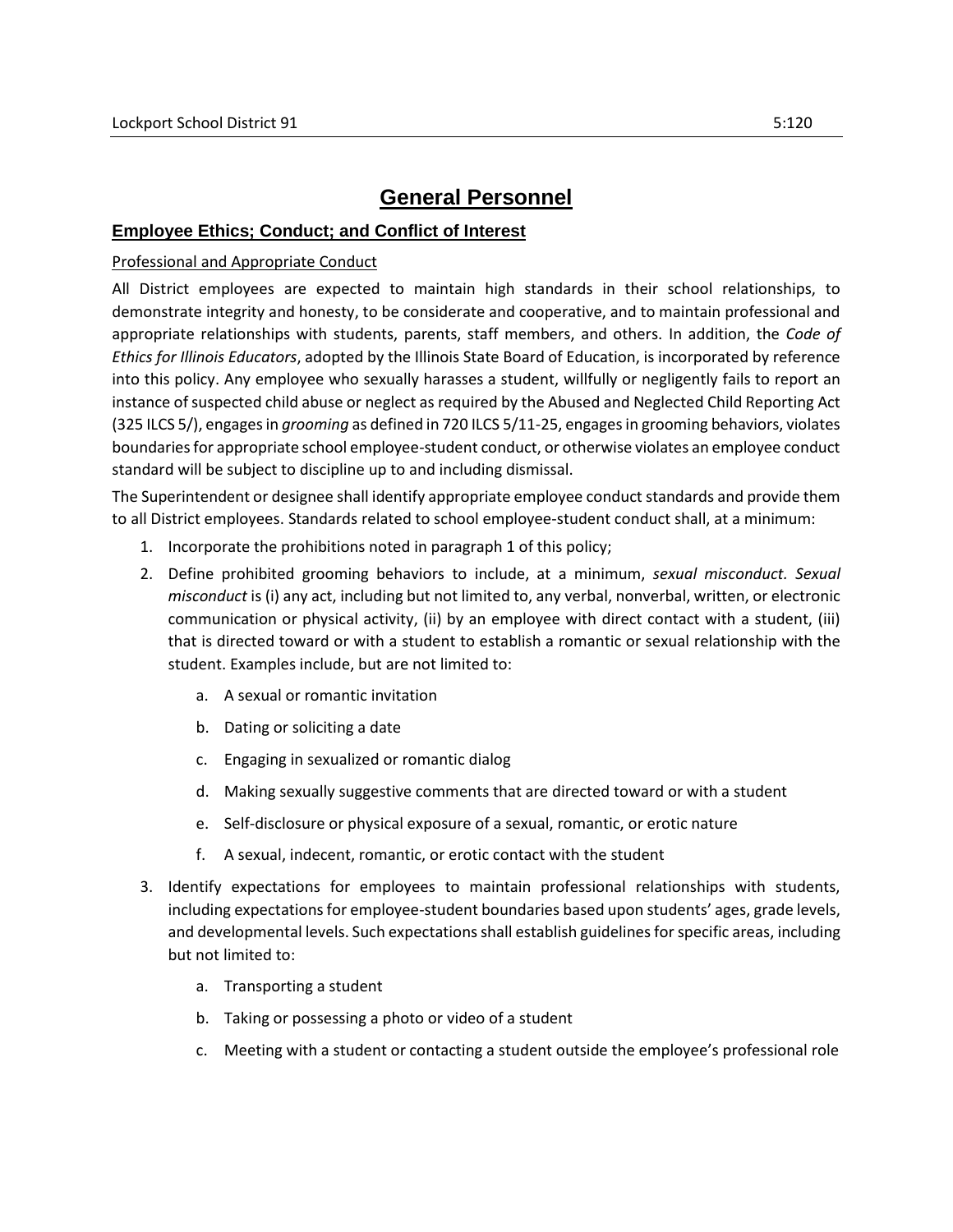# General Personnel

## Employee Ethics; Conduct; and Conflict of Interest

Professional and Appropriate Conduct

All District employees are expected to maintain high standards in their school relationships, to demonstrate integrity and honesty, to be considerate and cooperative, and to maintain professional and appropriate relationships with students, parents, staff members, and others. In addition, the *Code of Ethics for Illinois Educators*, adopted by the Illinois State Board of Education, is incorporated by reference into this policy. Any employee who sexually harasses a student, willfully or negligently fails to report an instance of suspected child abuse or neglect as required by the Abused and Neglected Child Reporting Act (325 ILCS 5/), engages in *grooming* as defined in 720 ILCS 5/11-25, engages in grooming behaviors, violates boundaries for appropriate school employee-student conduct, or otherwise violates an employee conduct standard will be subject to discipline up to and including dismissal.

The Superintendent or designee shall identify appropriate employee conduct standards and provide them to all District employees. Standards related to school employee-student conduct shall, at a minimum:

1. Incorporate the prohibitions noted in paragraph 1 of this policy;
2. Define prohibited grooming behaviors to include, at a minimum, *sexual misconduct. Sexual misconduct* is (i) any act, including but not limited to, any verbal, nonverbal, written, or electronic communication or physical activity, (ii) by an employee with direct contact with a student, (iii) that is directed toward or with a student to establish a romantic or sexual relationship with the student. Examples include, but are not limited to:
   a. A sexual or romantic invitation
   b. Dating or soliciting a date
   c. Engaging in sexualized or romantic dialog
   d. Making sexually suggestive comments that are directed toward or with a student
   e. Self-disclosure or physical exposure of a sexual, romantic, or erotic nature
   f. A sexual, indecent, romantic, or erotic contact with the student
3. Identify expectations for employees to maintain professional relationships with students, including expectations for employee-student boundaries based upon students' ages, grade levels, and developmental levels. Such expectations shall establish guidelines for specific areas, including but not limited to:
   a. Transporting a student
   b. Taking or possessing a photo or video of a student
   c. Meeting with a student or contacting a student outside the employee's professional role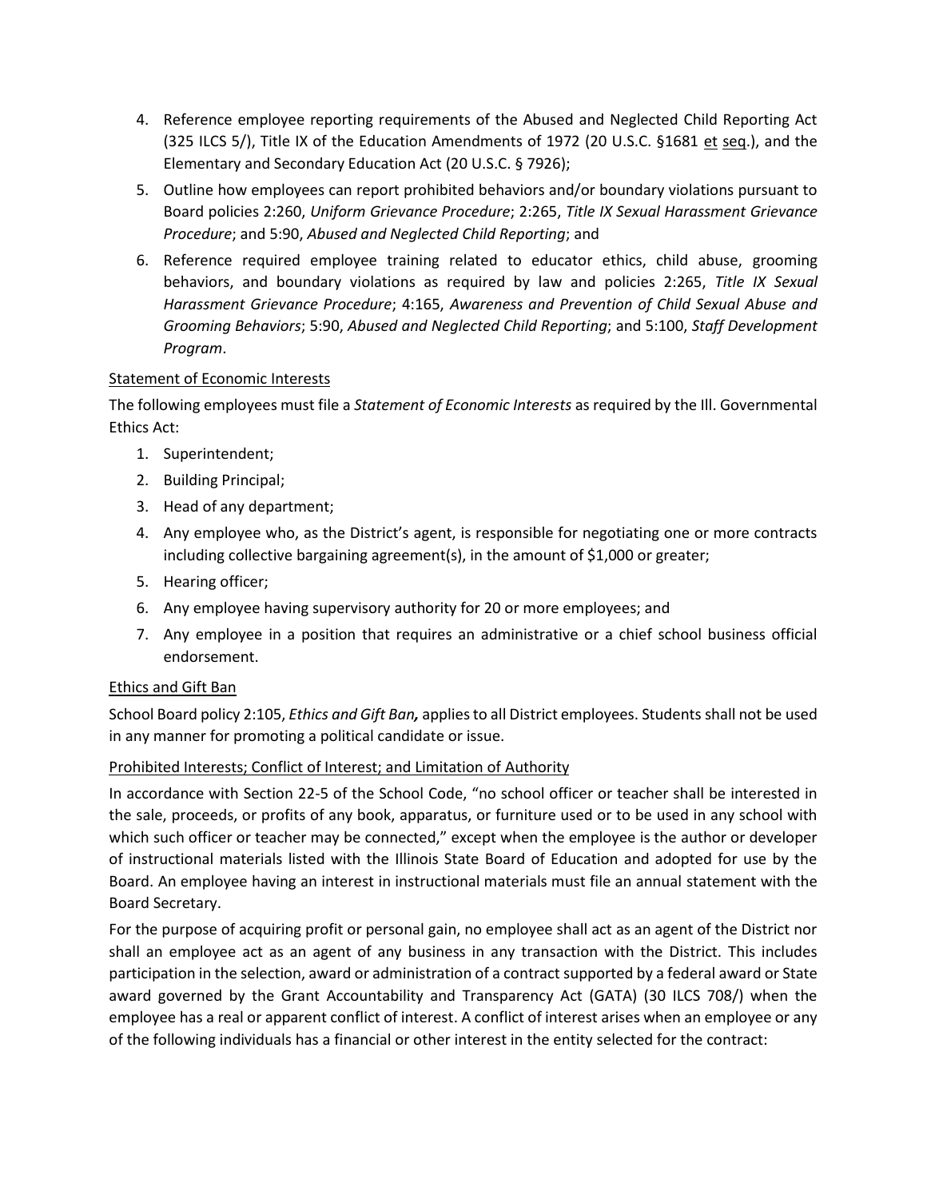4. Reference employee reporting requirements of the Abused and Neglected Child Reporting Act (325 ILCS 5/), Title IX of the Education Amendments of 1972 (20 U.S.C. §1681 et seq.), and the Elementary and Secondary Education Act (20 U.S.C. § 7926);
5. Outline how employees can report prohibited behaviors and/or boundary violations pursuant to Board policies 2:260, *Uniform Grievance Procedure*; 2:265, *Title IX Sexual Harassment Grievance Procedure*; and 5:90, *Abused and Neglected Child Reporting*; and
6. Reference required employee training related to educator ethics, child abuse, grooming behaviors, and boundary violations as required by law and policies 2:265, *Title IX Sexual Harassment Grievance Procedure*; 4:165, *Awareness and Prevention of Child Sexual Abuse and Grooming Behaviors*; 5:90, *Abused and Neglected Child Reporting*; and 5:100, *Staff Development Program*.

Statement of Economic Interests

The following employees must file a *Statement of Economic Interests* as required by the Ill. Governmental Ethics Act:

1. Superintendent;
2. Building Principal;
3. Head of any department;
4. Any employee who, as the District's agent, is responsible for negotiating one or more contracts including collective bargaining agreement(s), in the amount of $1,000 or greater;
5. Hearing officer;
6. Any employee having supervisory authority for 20 or more employees; and
7. Any employee in a position that requires an administrative or a chief school business official endorsement.

Ethics and Gift Ban

School Board policy 2:105, ***Ethics and Gift Ban,*** applies to all District employees. Students shall not be used in any manner for promoting a political candidate or issue.

Prohibited Interests; Conflict of Interest; and Limitation of Authority

In accordance with Section 22-5 of the School Code, "no school officer or teacher shall be interested in the sale, proceeds, or profits of any book, apparatus, or furniture used or to be used in any school with which such officer or teacher may be connected," except when the employee is the author or developer of instructional materials listed with the Illinois State Board of Education and adopted for use by the Board. An employee having an interest in instructional materials must file an annual statement with the Board Secretary.

For the purpose of acquiring profit or personal gain, no employee shall act as an agent of the District nor shall an employee act as an agent of any business in any transaction with the District. This includes participation in the selection, award or administration of a contract supported by a federal award or State award governed by the Grant Accountability and Transparency Act (GATA) (30 ILCS 708/) when the employee has a real or apparent conflict of interest. A conflict of interest arises when an employee or any of the following individuals has a financial or other interest in the entity selected for the contract: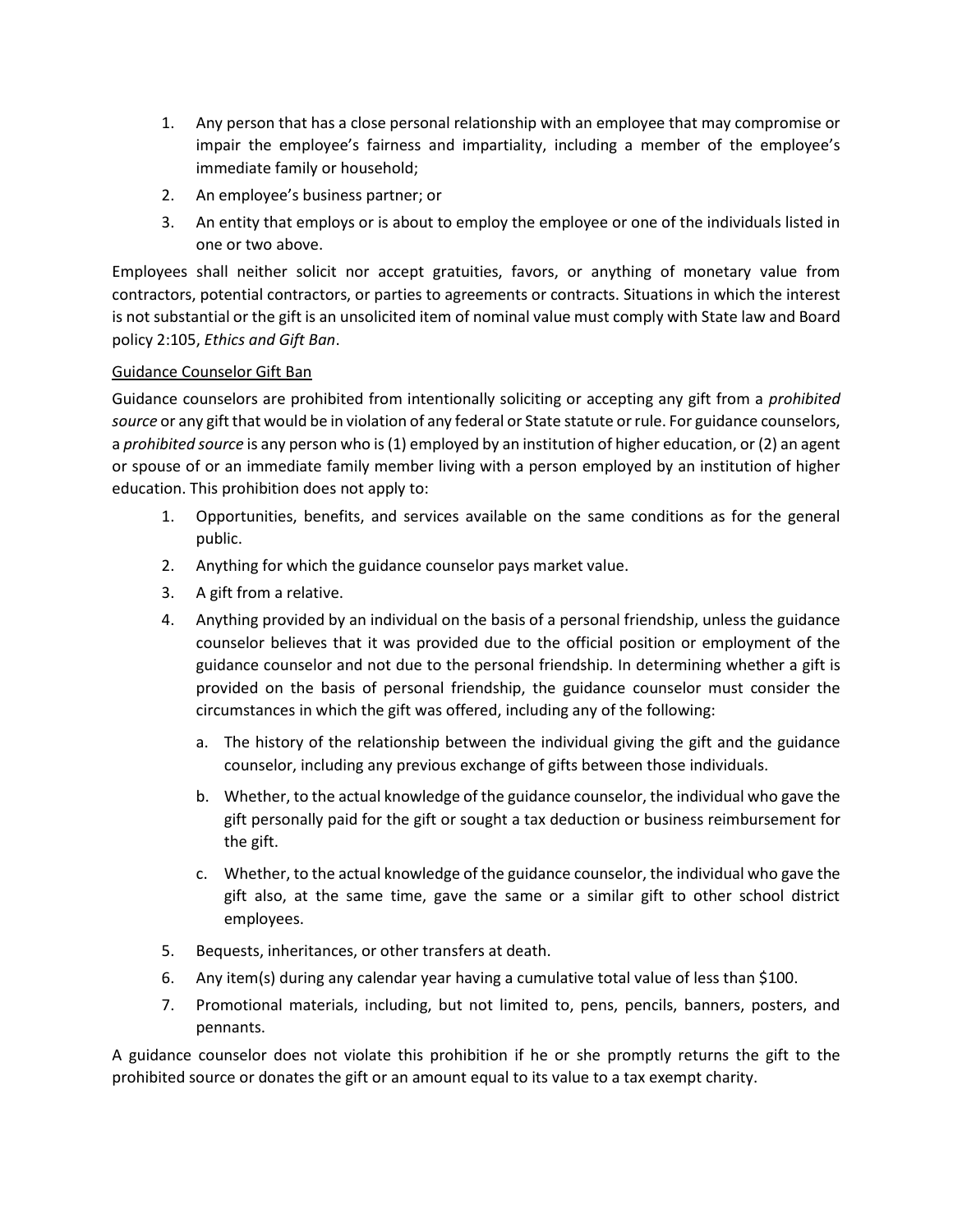1. Any person that has a close personal relationship with an employee that may compromise or impair the employee's fairness and impartiality, including a member of the employee's immediate family or household;
2. An employee's business partner; or
3. An entity that employs or is about to employ the employee or one of the individuals listed in one or two above.

Employees shall neither solicit nor accept gratuities, favors, or anything of monetary value from contractors, potential contractors, or parties to agreements or contracts. Situations in which the interest is not substantial or the gift is an unsolicited item of nominal value must comply with State law and Board policy 2:105, *Ethics and Gift Ban*.

<u>Guidance Counselor Gift Ban</u>

Guidance counselors are prohibited from intentionally soliciting or accepting any gift from a *prohibited source* or any gift that would be in violation of any federal or State statute or rule. For guidance counselors, a *prohibited source* is any person who is (1) employed by an institution of higher education, or (2) an agent or spouse of or an immediate family member living with a person employed by an institution of higher education. This prohibition does not apply to:

1. Opportunities, benefits, and services available on the same conditions as for the general public.
2. Anything for which the guidance counselor pays market value.
3. A gift from a relative.
4. Anything provided by an individual on the basis of a personal friendship, unless the guidance counselor believes that it was provided due to the official position or employment of the guidance counselor and not due to the personal friendship. In determining whether a gift is provided on the basis of personal friendship, the guidance counselor must consider the circumstances in which the gift was offered, including any of the following:
   a. The history of the relationship between the individual giving the gift and the guidance counselor, including any previous exchange of gifts between those individuals.
   b. Whether, to the actual knowledge of the guidance counselor, the individual who gave the gift personally paid for the gift or sought a tax deduction or business reimbursement for the gift.
   c. Whether, to the actual knowledge of the guidance counselor, the individual who gave the gift also, at the same time, gave the same or a similar gift to other school district employees.
5. Bequests, inheritances, or other transfers at death.
6. Any item(s) during any calendar year having a cumulative total value of less than $100.
7. Promotional materials, including, but not limited to, pens, pencils, banners, posters, and pennants.

A guidance counselor does not violate this prohibition if he or she promptly returns the gift to the prohibited source or donates the gift or an amount equal to its value to a tax exempt charity.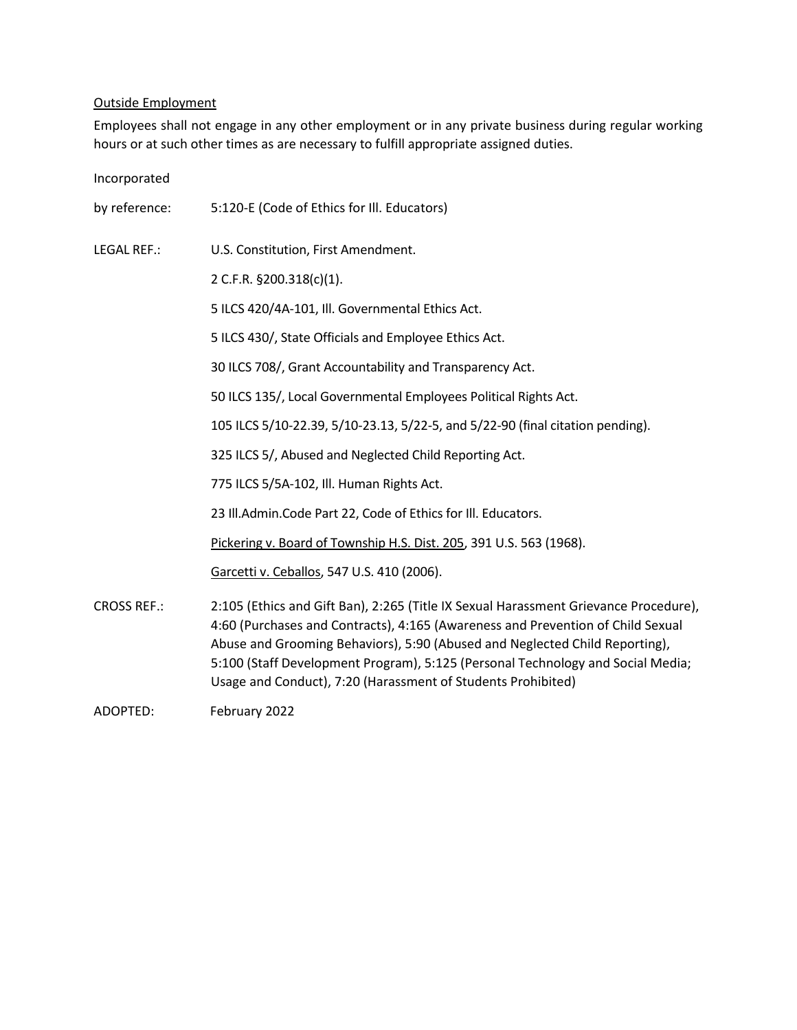Outside Employment

Employees shall not engage in any other employment or in any private business during regular working hours or at such other times as are necessary to fulfill appropriate assigned duties.

Incorporated

by reference: 5:120-E (Code of Ethics for Ill. Educators)

LEGAL REF.: U.S. Constitution, First Amendment.

2 C.F.R. §200.318(c)(1).

5 ILCS 420/4A-101, Ill. Governmental Ethics Act.

5 ILCS 430/, State Officials and Employee Ethics Act.

30 ILCS 708/, Grant Accountability and Transparency Act.

50 ILCS 135/, Local Governmental Employees Political Rights Act.

105 ILCS 5/10-22.39, 5/10-23.13, 5/22-5, and 5/22-90 (final citation pending).

325 ILCS 5/, Abused and Neglected Child Reporting Act.

775 ILCS 5/5A-102, Ill. Human Rights Act.

23 Ill.Admin.Code Part 22, Code of Ethics for Ill. Educators.

Pickering v. Board of Township H.S. Dist. 205, 391 U.S. 563 (1968).

Garcetti v. Ceballos, 547 U.S. 410 (2006).

CROSS REF.: 2:105 (Ethics and Gift Ban), 2:265 (Title IX Sexual Harassment Grievance Procedure), 4:60 (Purchases and Contracts), 4:165 (Awareness and Prevention of Child Sexual Abuse and Grooming Behaviors), 5:90 (Abused and Neglected Child Reporting), 5:100 (Staff Development Program), 5:125 (Personal Technology and Social Media; Usage and Conduct), 7:20 (Harassment of Students Prohibited)

ADOPTED: February 2022